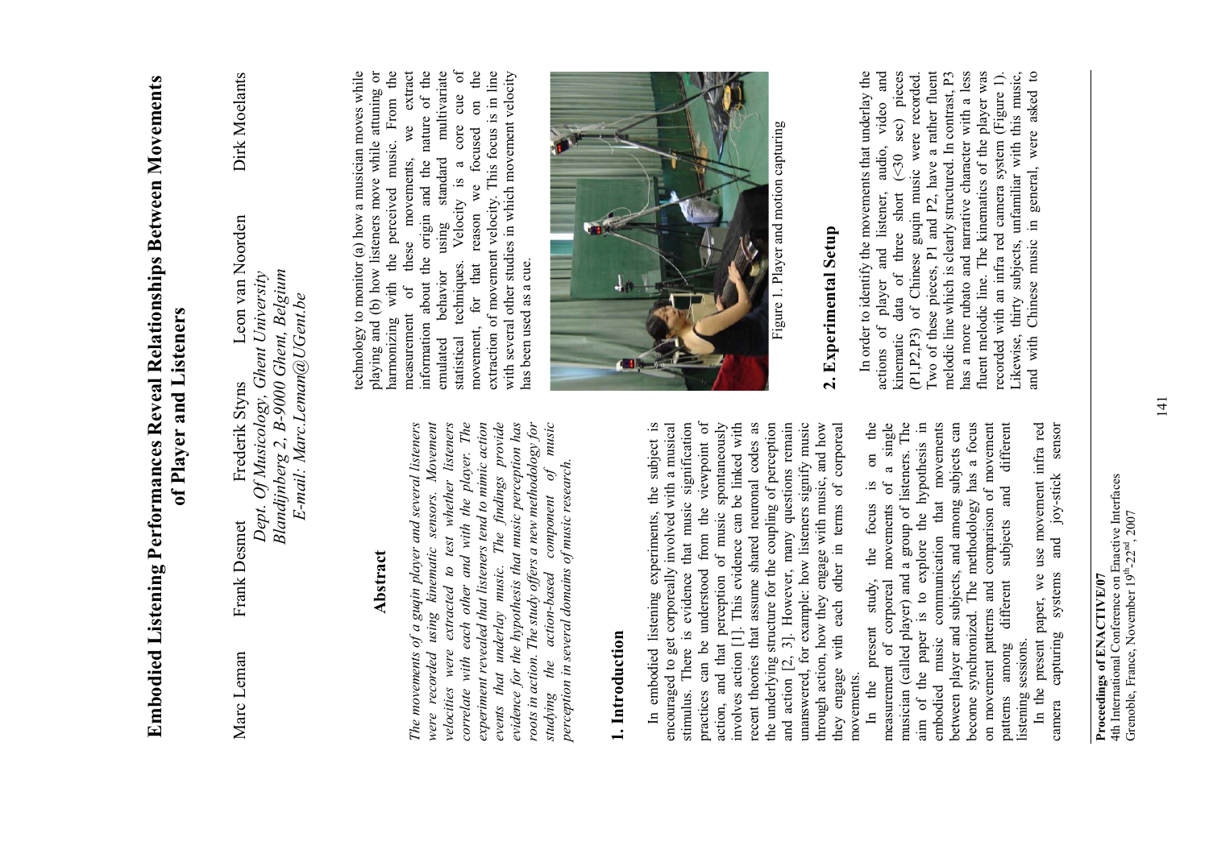# Embodied Listening Performances Reveal Relationships Between Movements of Player and Listeners

Marc Leman  Frank Desmet  Frederik Styns  Leon van Noorden  Dirk Moelants

*Dept. Of Musicology, Ghent University*
*Blandijnberg 2, B-9000 Ghent, Belgium*
*E-mail: Marc.Leman@UGent.be*

## Abstract

*The movements of a guqin player and several listeners were recorded using kinematic sensors. Movement velocities were extracted to test whether listeners correlate with each other and with the player. The experiment revealed that listeners tend to mimic action events that underlay music. The findings provide evidence for the hypothesis that music perception has roots in action. The study offers a new methodology for studying the action-based component of music perception in several domains of music research.*

## 1. Introduction

In embodied listening experiments, the subject is encouraged to get corporeally involved with a musical stimulus. There is evidence that music signification practices can be understood from the viewpoint of action, and that perception of music spontaneously involves action [1]. This evidence can be linked with recent theories that assume shared neuronal codes as the underlying structure for the coupling of perception and action [2, 3]. However, many questions remain unanswered, for example: how listeners signify music through action, how they engage with music, and how they engage with each other in terms of corporeal movements.

In the present study, the focus is on the measurement of corporeal movements of a single musician (called player) and a group of listeners. The aim of the paper is to explore the hypothesis in embodied music communication that movements between player and subjects, and among subjects can become synchronized. The methodology has a focus on movement patterns and comparison of movement patterns among different subjects and different listening sessions.

In the present paper, we use movement infra red camera capturing systems and joy-stick sensor technology to monitor (a) how a musician moves while playing and (b) how listeners move while attuning or harmonizing with the perceived music. From the measurement of these movements, we extract information about the origin and the nature of the emulated behavior using standard multivariate statistical techniques. Velocity is a core cue of movement, for that reason we focused on the extraction of movement velocity. This focus is in line with several other studies in which movement velocity has been used as a cue.

Figure 1. Player and motion capturing

## 2. Experimental Setup

In order to identify the movements that underlay the actions of player and listener, audio, video and kinematic data of three short (<30 sec) pieces (P1,P2,P3) of Chinese guqin music were recorded. Two of these pieces, P1 and P2, have a rather fluent melodic line which is clearly structured. In contrast, P3 has a more rubato and narrative character with a less fluent melodic line. The kinematics of the player was recorded with an infra red camera system (Figure 1). Likewise, thirty subjects, unfamiliar with this music, and with Chinese music in general, were asked to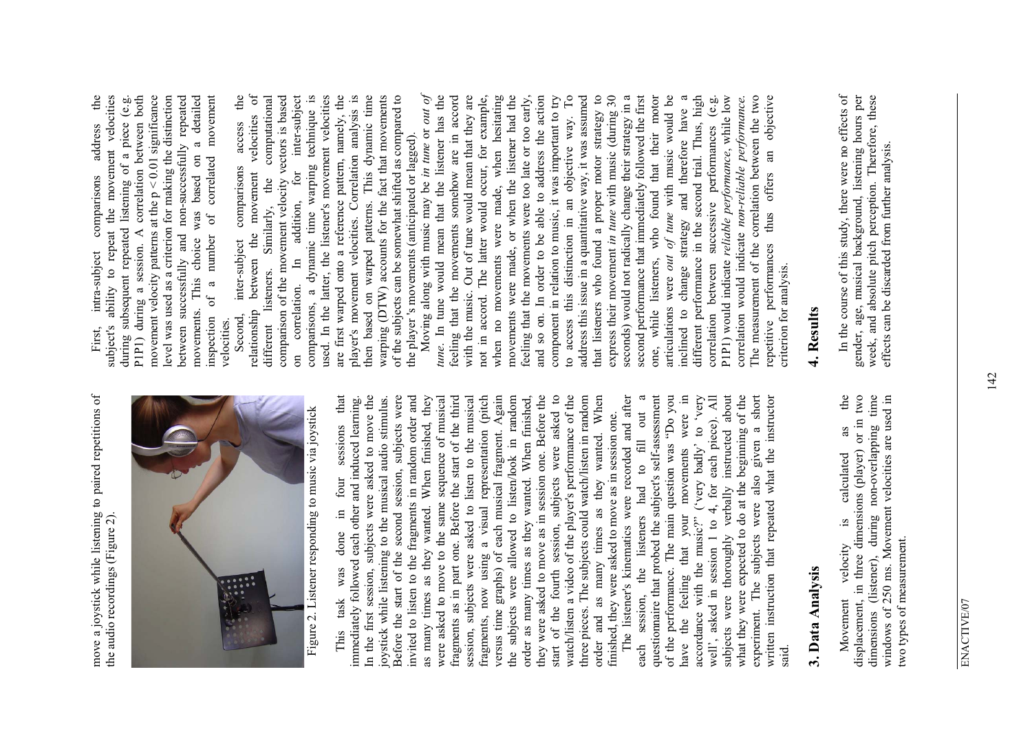move a joystick while listening to paired repetitions of the audio recordings (Figure 2).

Figure 2. Listener responding to music via joystick

This task was done in four sessions that immediately followed each other and induced learning. In the first session, subjects were asked to move the joystick while listening to the musical audio stimulus. Before the start of the second session, subjects were invited to listen to the fragments in random order and as many times as they wanted. When finished, they were asked to move to the same sequence of musical fragments as in part one. Before the start of the third session, subjects were asked to listen to the musical fragments, now using a visual representation (pitch versus time graphs) of each musical fragment. Again the subjects were allowed to listen/look in random order as many times as they wanted. When finished, they were asked to move as in session one. Before the start of the fourth session, subjects were asked to watch/listen a video of the player's performance of the three pieces. The subjects could watch/listen in random order and as many times as they wanted. When finished, they were asked to move as in session one.

The listener's kinematics were recorded and after each session, the listeners had to fill out a questionnaire that probed the subject's self-assessment of the performance. The main question was "Do you have the feeling that your movements were in accordance with the music?" ('very badly' to 'very well', asked in session 1 to 4, for each piece). All subjects were thoroughly verbally instructed about what they were expected to do at the beginning of the experiment. The subjects were also given a short written instruction that repeated what the instructor said.

## 3. Data Analysis

Movement velocity is calculated as the displacement, in three dimensions (player) or in two dimensions (listener), during non-overlapping time windows of 250 ms. Movement velocities are used in two types of measurement.

First, intra-subject comparisons address the subject's ability to repeat the movement velocities during subsequent repeated listening of a piece (e.g. P1P1) during a session. A correlation between both movement velocity patterns at the $p < 0.01$ significance level was used as a criterion for making the distinction between successfully and non-successfully repeated movements. This choice was based on a detailed inspection of a number of correlated movement velocities.

Second, inter-subject comparisons access the relationship between the movement velocities of different listeners. Similarly, the computational comparison of the movement velocity vectors is based on correlation. In addition, for inter-subject comparisons, a dynamic time warping technique is used. In the latter, the listener's movement velocities are first warped onto a reference pattern, namely, the player's movement velocities. Correlation analysis is then based on warped patterns. This dynamic time warping (DTW) accounts for the fact that movements of the subjects can be somewhat shifted as compared to the player's movements (anticipated or lagged).

Moving along with music may be *in tune* or *out of tune*. In tune would mean that the listener has the feeling that the movements somehow are in accord with the music. Out of tune would mean that they are not in accord. The latter would occur, for example, when no movements were made, when hesitating movements were made, or when the listener had the feeling that the movements were too late or too early, and so on. In order to be able to address the action component in relation to music, it was important to try to access this distinction in an objective way. To address this issue in a quantitative way, it was assumed that listeners who found a proper motor strategy to express their movement *in tune* with music (during 30 seconds) would not radically change their strategy in a second performance that immediately followed the first one, while listeners, who found that their motor articulations were *out of tune* with music would be inclined to change strategy and therefore have a different performance in the second trial. Thus, high correlation between successive performances (e.g. P1P1) would indicate *reliable performance*, while low correlation would indicate *non-reliable performance*. The measurement of the correlation between the two repetitive performances thus offers an objective criterion for analysis.

## 4. Results

In the course of this study, there were no effects of gender, age, musical background, listening hours per week, and absolute pitch perception. Therefore, these effects can be discarded from further analysis.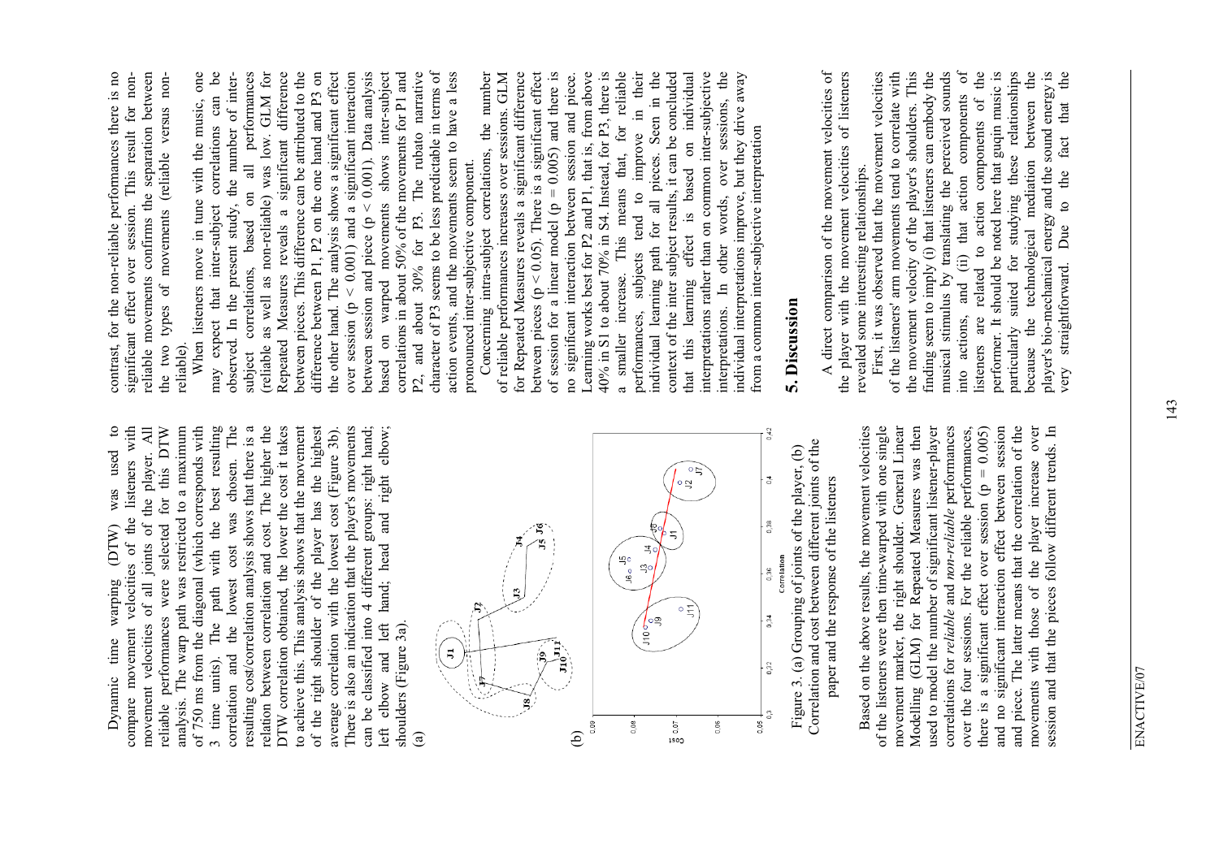Dynamic time warping (DTW) was used to compare movement velocities of the listeners with movement velocities of all joints of the player. All reliable performances were selected for this DTW analysis. The warp path was restricted to a maximum of 750 ms from the diagonal (which corresponds with 3 time units). The path with the best resulting correlation and the lowest cost was chosen. The resulting cost/correlation analysis shows that there is a relation between correlation and cost. The higher the DTW correlation obtained, the lower the cost it takes to achieve this. This analysis shows that the movement of the right shoulder of the player has the highest average correlation with the lowest cost (Figure 3b). There is also an indication that the player's movements can be classified into 4 different groups: right hand; left elbow and left hand; head and right elbow; shoulders (Figure 3a).

(a)

(b)

Figure 3. (a) Grouping of joints of the player, (b) Correlation and cost between different joints of the paper and the response of the listeners

Based on the above results, the movement velocities of the listeners were then time-warped with one single movement marker, the right shoulder. General Linear Modelling (GLM) for Repeated Measures was then used to model the number of significant listener-player correlations for *reliable* and *non-reliable* performances over the four sessions. For the reliable performances, there is a significant effect over session ($p = 0.005$) and no significant interaction effect between session and piece. The latter means that the correlation of the movements with those of the player increase over session and that the pieces follow different trends. In contrast, for the non-reliable performances there is no significant effect over session. This result for non-reliable movements confirms the separation between the two types of movements (reliable versus non-reliable).

When listeners move in tune with the music, one may expect that inter-subject correlations can be observed. In the present study, the number of inter-subject correlations, based on all performances (reliable as well as non-reliable) was low. GLM for Repeated Measures reveals a significant difference between pieces. This difference can be attributed to the difference between P1, P2 on the one hand and P3 on the other hand. The analysis shows a significant effect over session ($p < 0.001$) and a significant interaction between session and piece ($p < 0.001$). Data analysis based on warped movements shows inter-subject correlations in about 50% of the movements for P1 and P2, and about 30% for P3. The rubato narrative character of P3 seems to be less predictable in terms of action events, and the movements seem to have a less pronounced inter-subjective component.

Concerning intra-subject correlations, the number of reliable performances increases over sessions. GLM for Repeated Measures reveals a significant difference between pieces ($p < 0.05$). There is a significant effect of session for a linear model ($p = 0.005$) and there is no significant interaction between session and piece. Learning works best for P2 and P1, that is, from above 40% in S1 to about 70% in S4. Instead, for P3, there is a smaller increase. This means that, for reliable performances, subjects tend to improve in their individual learning path for all pieces. Seen in the context of the inter subject results, it can be concluded that this learning effect is based on individual interpretations rather than on common inter-subjective interpretations. In other words, over sessions, the individual interpretations improve, but they drive away from a common inter-subjective interpretation

## 5. Discussion

A direct comparison of the movement velocities of the player with the movement velocities of listeners revealed some interesting relationships.

First, it was observed that the movement velocities of the listeners' arm movements tend to correlate with the movement velocity of the player's shoulders. This finding seem to imply (i) that listeners can embody the musical stimulus by translating the perceived sounds into actions, and (ii) that action components of the listeners are related to action components of the performer. It should be noted here that guqin music is particularly suited for studying these relationships because the technological mediation between the player's bio-mechanical energy and the sound energy is very straightforward. Due to the fact that the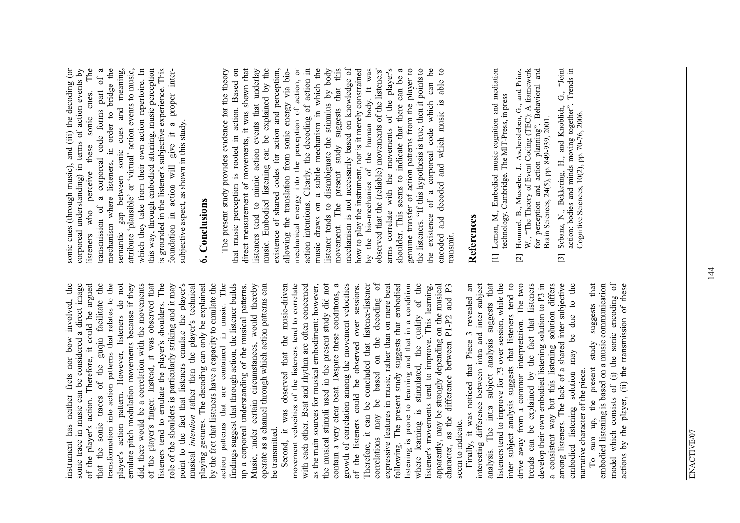instrument has neither frets nor bow involved, the sonic trace in music can be considered a direct image of the player's action. Therefore, it could be argued that the sonic traces of the guqin facilitate the transformation into action patterns that relates to the player's action pattern. However, listeners do not emulate pitch modulation movements because if they did, there would be a correlation with the movements of the player's finger. Instead, it was observed that listeners tend to emulate the player's shoulders. The role of the shoulders is particularly striking and it may point to the fact that listeners emulate the player's musical *intention* rather than the player's technical playing gestures. The decoding can only be explained by the fact that listeners have a capacity to emulate the action patterns that are contained in music. The findings suggest that through action, the listener builds up a corporeal understanding of the musical patterns. Music, under certain circumstances, would thereby operate as a channel through which action patterns can be transmitted.

Second, it was observed that the music-driven movement velocities of the listeners tend to correlate with each other. Beat and rhythm are often concerned as the main sources for musical embodiment; however, the musical stimuli used in the present study did not contain a very clear beat. Despite these conditions, a growth of correlation among the movement velocities of the listeners could be observed over sessions. Therefore, it can be concluded that listener-listener correlations may be based on the decoding of expressive features in music, rather than on mere beat following. The present study suggests that embodied listening is prone to learning and that in a condition where learning is stimulated, the quality of the listener's movements tend to improve. This learning, apparently, may be strongly depending on the musical character, as the difference between P1-P2 and P3 seem to indicate.

Finally, it was noticed that Piece 3 revealed an interesting difference between intra and inter subject analysis. The intra subject analysis suggests that listeners tend to improve for P3 over session, while the inter subject analysis suggests that listeners tend to drive away from a common interpretation. The two trends can be explained by the fact that listeners develop their own embodied listening solution to P3 in a consistent way but this listening solution differs among listeners. The lack of a shared inter subjective embodied listening solution may be due to the narrative character of the piece.

To sum up, the present study suggests that embodied listening is based on a music communication model which consists of (i) the sonic encoding of actions by the player, (ii) the transmission of these sonic cues (through music), and (iii) the decoding (or corporeal understanding) in terms of action events by listeners who perceive these sonic cues. The transmission of a corporeal code forms part of a mechanism where listeners, in order to bridge the semantic gap between sonic cues and meaning, attribute 'plausible' or 'virtual' action events to music, which they take from their own action repertoire. In this way, through embodied attuning, music perception is grounded in the listener's subjective experience. This foundation in action will give it a proper inter-subjective aspect, as shown in this study.

## 6. Conclusions

The present study provides evidence for the theory that music perception is rooted in action. Based on direct measurement of movements, it was shown that listeners tend to mimic action events that underlay music. Embodied listening can be explained by the existence of shared codes for action and perception, allowing the translation from sonic energy via bio-mechanical energy into the perception of action, or action intentions. Clearly, the decoding of action in music draws on a subtle mechanism in which the listener tends to disambiguate the stimulus by body movement. The present study suggests that this mechanism is not necessarily based on knowledge of how to play the instrument, nor is it merely constrained by the bio-mechanics of the human body. It was observed that the (reliable) movements of the listeners' arms correlate with the movements of the player's shoulder. This seems to indicate that there can be a genuine transfer of action patterns from the player to the listeners. "If this hypothesis is true, then it points to the existence of a corporeal code which can be encoded and decoded and which music is able to transmit.

## References

[1] Leman, M., Embodied music cognition and mediation technology, Cambridge, The MIT-Press, in press

[2] Hommel, B., Musseler, J., Aschersleben, G., and Prinz, W., "The Theory of Event Coding (TEC): A framework for perception and action planning", Behavioral and Brain Sciences, 24(5), pp. 849-939, 2001.

[3] Sebanz, N., Bekkering, H., and Knoblich, G., "Joint action: bodies and minds moving together", Trends in Cognitive Sciences, 10(2), pp. 70-76, 2006.